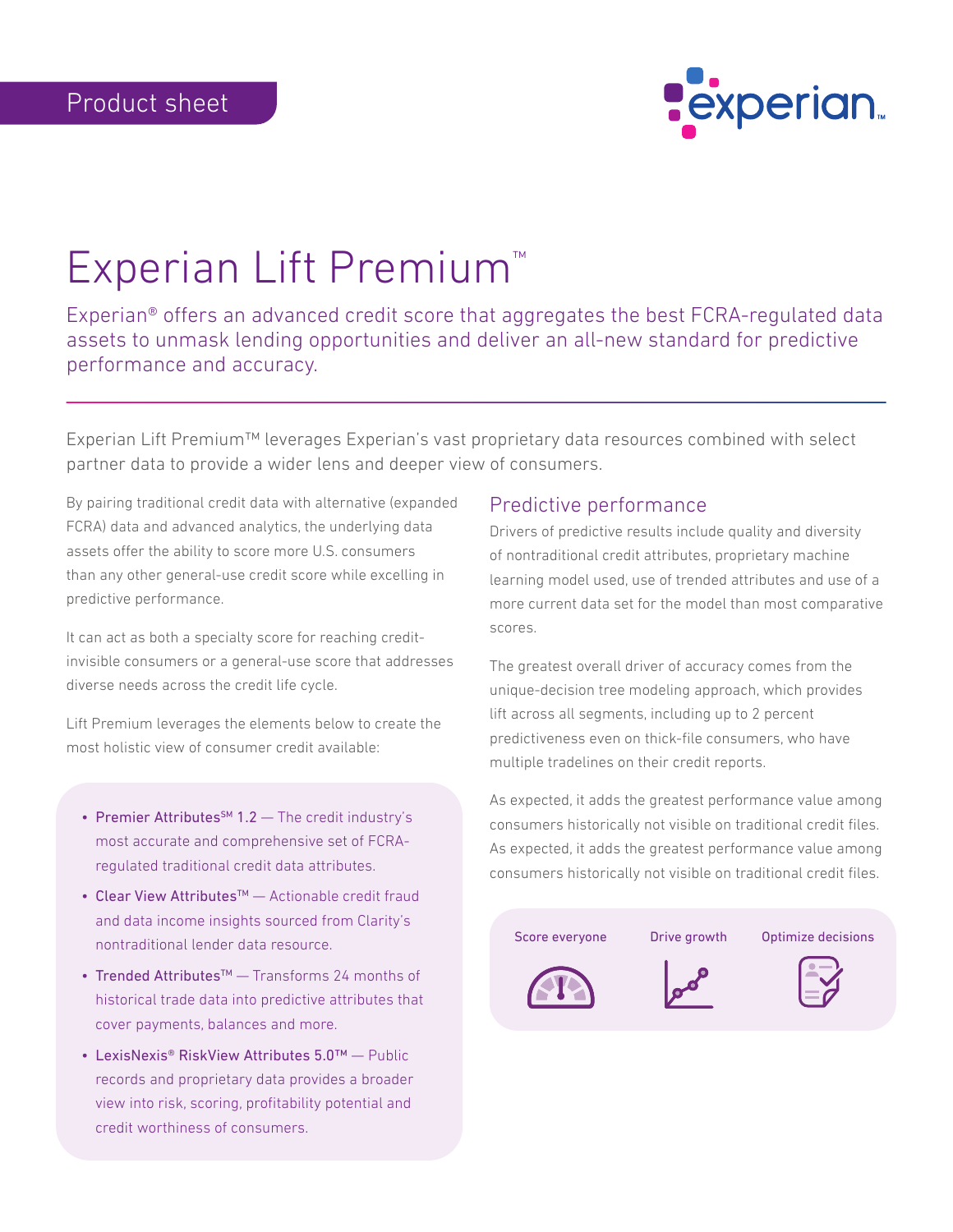Product sheet

# Experian Lift Premium™

Experian® offers an advanced credit score that aggregates the best FCRA-regulated data assets to unmask lending opportunities and deliver an all-new standard for predictive performance and accuracy.

---

Experian Lift Premium™ leverages Experian's vast proprietary data resources combined with select partner data to provide a wider lens and deeper view of consumers.

By pairing traditional credit data with alternative (expanded FCRA) data and advanced analytics, the underlying data assets offer the ability to score more U.S. consumers than any other general-use credit score while excelling in predictive performance.

It can act as both a specialty score for reaching credit-invisible consumers or a general-use score that addresses diverse needs across the credit life cycle.

Lift Premium leverages the elements below to create the most holistic view of consumer credit available:

- Premier Attributes℠ 1.2 — The credit industry's most accurate and comprehensive set of FCRA-regulated traditional credit data attributes.
- Clear View Attributes™ — Actionable credit fraud and data income insights sourced from Clarity's nontraditional lender data resource.
- Trended Attributes™ — Transforms 24 months of historical trade data into predictive attributes that cover payments, balances and more.
- LexisNexis® RiskView Attributes 5.0™ — Public records and proprietary data provides a broader view into risk, scoring, profitability potential and credit worthiness of consumers.

## Predictive performance

Drivers of predictive results include quality and diversity of nontraditional credit attributes, proprietary machine learning model used, use of trended attributes and use of a more current data set for the model than most comparative scores.

The greatest overall driver of accuracy comes from the unique-decision tree modeling approach, which provides lift across all segments, including up to 2 percent predictiveness even on thick-file consumers, who have multiple tradelines on their credit reports.

As expected, it adds the greatest performance value among consumers historically not visible on traditional credit files. As expected, it adds the greatest performance value among consumers historically not visible on traditional credit files.

Score everyone | Drive growth | Optimize decisions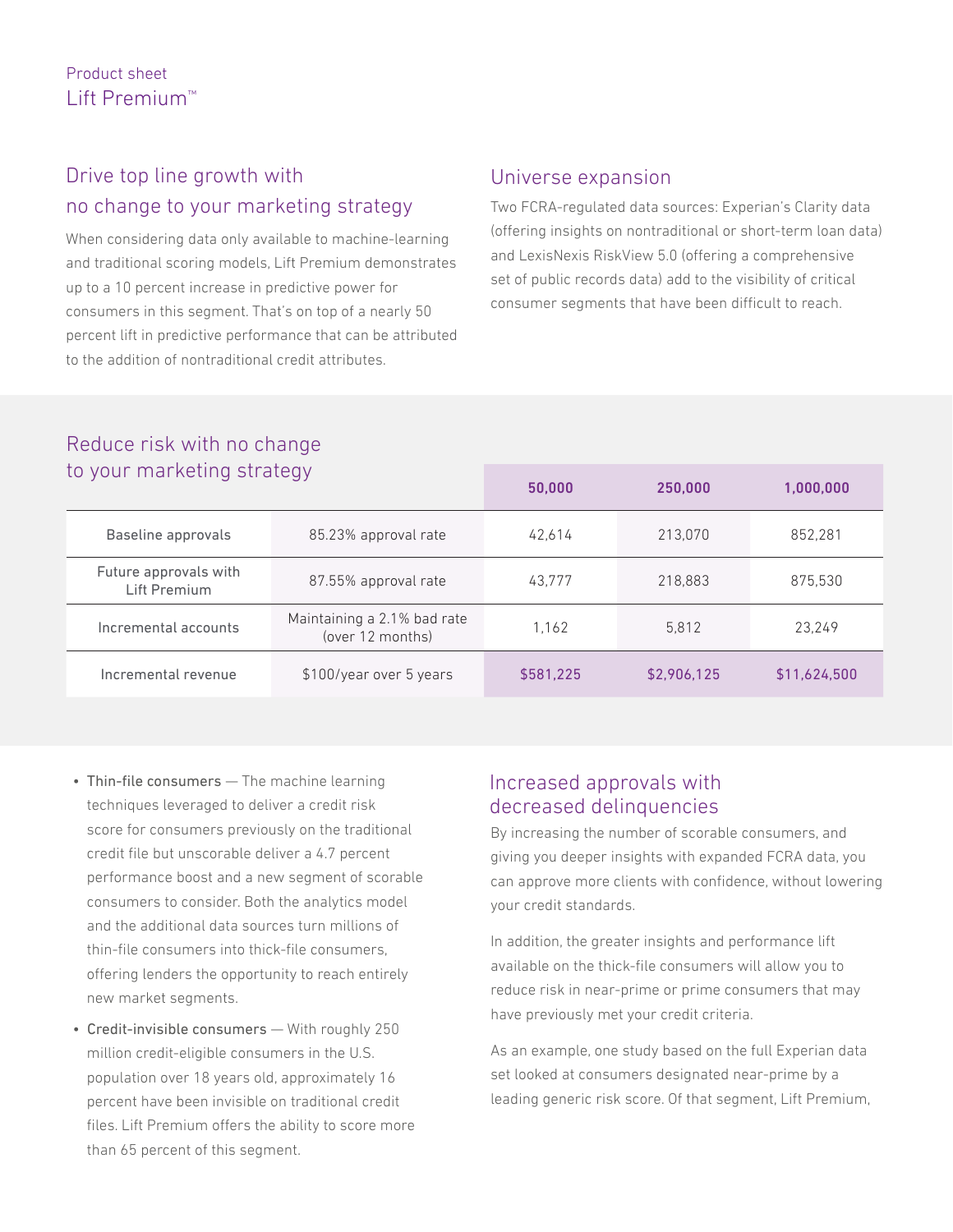## Drive top line growth with no change to your marketing strategy

When considering data only available to machine-learning and traditional scoring models, Lift Premium demonstrates up to a 10 percent increase in predictive power for consumers in this segment. That's on top of a nearly 50 percent lift in predictive performance that can be attributed to the addition of nontraditional credit attributes.

## Universe expansion

Two FCRA-regulated data sources: Experian's Clarity data (offering insights on nontraditional or short-term loan data) and LexisNexis RiskView 5.0 (offering a comprehensive set of public records data) add to the visibility of critical consumer segments that have been difficult to reach.

## Reduce risk with no change to your marketing strategy

| | | 50,000 | 250,000 | 1,000,000 |
|---|---|---|---|---|
| Baseline approvals | 85.23% approval rate | 42,614 | 213,070 | 852,281 |
| Future approvals with Lift Premium | 87.55% approval rate | 43,777 | 218,883 | 875,530 |
| Incremental accounts | Maintaining a 2.1% bad rate (over 12 months) | 1,162 | 5,812 | 23,249 |
| Incremental revenue | $100/year over 5 years | $581,225 | $2,906,125 | $11,624,500 |

- Thin-file consumers — The machine learning techniques leveraged to deliver a credit risk score for consumers previously on the traditional credit file but unscorable deliver a 4.7 percent performance boost and a new segment of scorable consumers to consider. Both the analytics model and the additional data sources turn millions of thin-file consumers into thick-file consumers, offering lenders the opportunity to reach entirely new market segments.
- Credit-invisible consumers — With roughly 250 million credit-eligible consumers in the U.S. population over 18 years old, approximately 16 percent have been invisible on traditional credit files. Lift Premium offers the ability to score more than 65 percent of this segment.

## Increased approvals with decreased delinquencies

By increasing the number of scorable consumers, and giving you deeper insights with expanded FCRA data, you can approve more clients with confidence, without lowering your credit standards.

In addition, the greater insights and performance lift available on the thick-file consumers will allow you to reduce risk in near-prime or prime consumers that may have previously met your credit criteria.

As an example, one study based on the full Experian data set looked at consumers designated near-prime by a leading generic risk score. Of that segment, Lift Premium,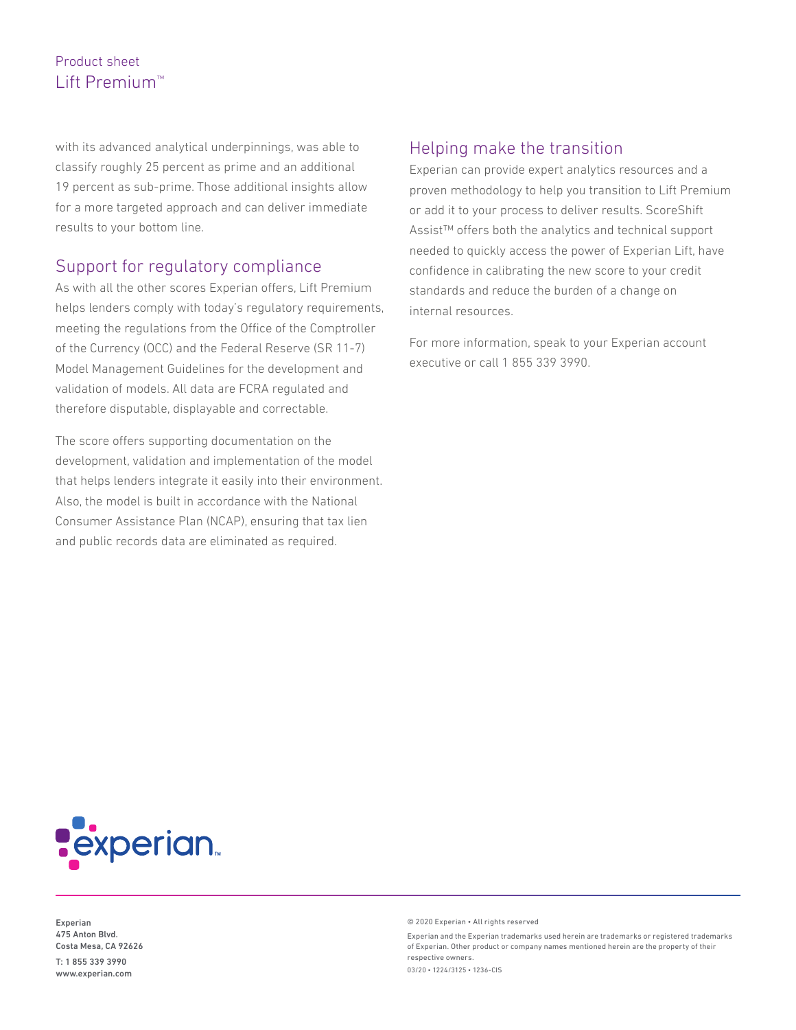with its advanced analytical underpinnings, was able to classify roughly 25 percent as prime and an additional 19 percent as sub-prime. Those additional insights allow for a more targeted approach and can deliver immediate results to your bottom line.

## Support for regulatory compliance

As with all the other scores Experian offers, Lift Premium helps lenders comply with today's regulatory requirements, meeting the regulations from the Office of the Comptroller of the Currency (OCC) and the Federal Reserve (SR 11-7) Model Management Guidelines for the development and validation of models. All data are FCRA regulated and therefore disputable, displayable and correctable.

The score offers supporting documentation on the development, validation and implementation of the model that helps lenders integrate it easily into their environment. Also, the model is built in accordance with the National Consumer Assistance Plan (NCAP), ensuring that tax lien and public records data are eliminated as required.

## Helping make the transition

Experian can provide expert analytics resources and a proven methodology to help you transition to Lift Premium or add it to your process to deliver results. ScoreShift Assist™ offers both the analytics and technical support needed to quickly access the power of Experian Lift, have confidence in calibrating the new score to your credit standards and reduce the burden of a change on internal resources.

For more information, speak to your Experian account executive or call 1 855 339 3990.

Experian
475 Anton Blvd.
Costa Mesa, CA 92626
T: 1 855 339 3990
www.experian.com

© 2020 Experian • All rights reserved

Experian and the Experian trademarks used herein are trademarks or registered trademarks of Experian. Other product or company names mentioned herein are the property of their respective owners.

03/20 • 1224/3125 • 1236-CIS